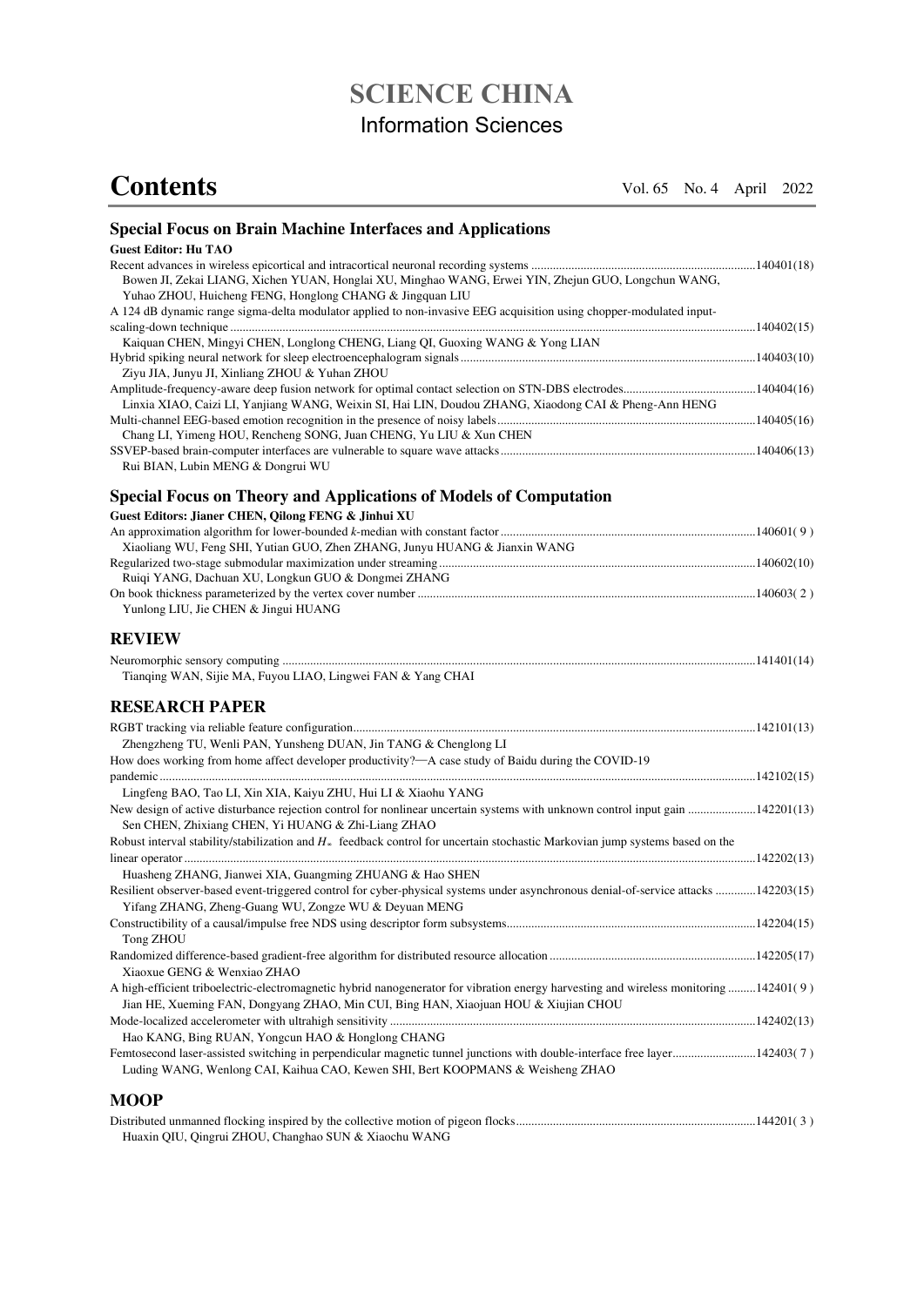# SCIENCE CHINA

## Information Sciences

# Contents

Vol. 65 No. 4 April 2022

### Special Focus on Brain Machine Interfaces and Applications

**Guest Editor: Hu TAO**

Recent advances in wireless epicortical and intracortical neuronal recording systems ......140401(18)
Bowen JI, Zekai LIANG, Xichen YUAN, Honglai XU, Minghao WANG, Erwei YIN, Zhejun GUO, Longchun WANG, Yuhao ZHOU, Huicheng FENG, Honglong CHANG & Jingquan LIU

A 124 dB dynamic range sigma-delta modulator applied to non-invasive EEG acquisition using chopper-modulated input-scaling-down technique ......140402(15)
Kaiquan CHEN, Mingyi CHEN, Longlong CHENG, Liang QI, Guoxing WANG & Yong LIAN

Hybrid spiking neural network for sleep electroencephalogram signals ......140403(10)
Ziyu JIA, Junyu JI, Xinliang ZHOU & Yuhan ZHOU

Amplitude-frequency-aware deep fusion network for optimal contact selection on STN-DBS electrodes......140404(16)
Linxia XIAO, Caizi LI, Yanjiang WANG, Weixin SI, Hai LIN, Doudou ZHANG, Xiaodong CAI & Pheng-Ann HENG

Multi-channel EEG-based emotion recognition in the presence of noisy labels......140405(16)
Chang LI, Yimeng HOU, Rencheng SONG, Juan CHENG, Yu LIU & Xun CHEN

SSVEP-based brain-computer interfaces are vulnerable to square wave attacks......140406(13)
Rui BIAN, Lubin MENG & Dongrui WU

### Special Focus on Theory and Applications of Models of Computation

**Guest Editors: Jianer CHEN, Qilong FENG & Jinhui XU**

An approximation algorithm for lower-bounded *k*-median with constant factor......140601( 9 )
Xiaoliang WU, Feng SHI, Yutian GUO, Zhen ZHANG, Junyu HUANG & Jianxin WANG

Regularized two-stage submodular maximization under streaming......140602(10)
Ruiqi YANG, Dachuan XU, Longkun GUO & Dongmei ZHANG

On book thickness parameterized by the vertex cover number......140603( 2 )
Yunlong LIU, Jie CHEN & Jingui HUANG

### REVIEW

Neuromorphic sensory computing......141401(14)
Tianqing WAN, Sijie MA, Fuyou LIAO, Lingwei FAN & Yang CHAI

### RESEARCH PAPER

RGBT tracking via reliable feature configuration......142101(13)
Zhengzheng TU, Wenli PAN, Yunsheng DUAN, Jin TANG & Chenglong LI

How does working from home affect developer productivity?—A case study of Baidu during the COVID-19 pandemic......142102(15)
Lingfeng BAO, Tao LI, Xin XIA, Kaiyu ZHU, Hui LI & Xiaohu YANG

New design of active disturbance rejection control for nonlinear uncertain systems with unknown control input gain ......142201(13)
Sen CHEN, Zhixiang CHEN, Yi HUANG & Zhi-Liang ZHAO

Robust interval stability/stabilization and $H_*$ feedback control for uncertain stochastic Markovian jump systems based on the linear operator......142202(13)
Huasheng ZHANG, Jianwei XIA, Guangming ZHUANG & Hao SHEN

Resilient observer-based event-triggered control for cyber-physical systems under asynchronous denial-of-service attacks ......142203(15)
Yifang ZHANG, Zheng-Guang WU, Zongze WU & Deyuan MENG

Constructibility of a causal/impulse free NDS using descriptor form subsystems......142204(15)
Tong ZHOU

Randomized difference-based gradient-free algorithm for distributed resource allocation......142205(17)
Xiaoxue GENG & Wenxiao ZHAO

A high-efficient triboelectric-electromagnetic hybrid nanogenerator for vibration energy harvesting and wireless monitoring ......142401( 9 )
Jian HE, Xueming FAN, Dongyang ZHAO, Min CUI, Bing HAN, Xiaojuan HOU & Xiujian CHOU

Mode-localized accelerometer with ultrahigh sensitivity......142402(13)
Hao KANG, Bing RUAN, Yongcun HAO & Honglong CHANG

Femtosecond laser-assisted switching in perpendicular magnetic tunnel junctions with double-interface free layer......142403( 7 )
Luding WANG, Wenlong CAI, Kaihua CAO, Kewen SHI, Bert KOOPMANS & Weisheng ZHAO

### MOOP

Distributed unmanned flocking inspired by the collective motion of pigeon flocks......144201( 3 )
Huaxin QIU, Qingrui ZHOU, Changhao SUN & Xiaochu WANG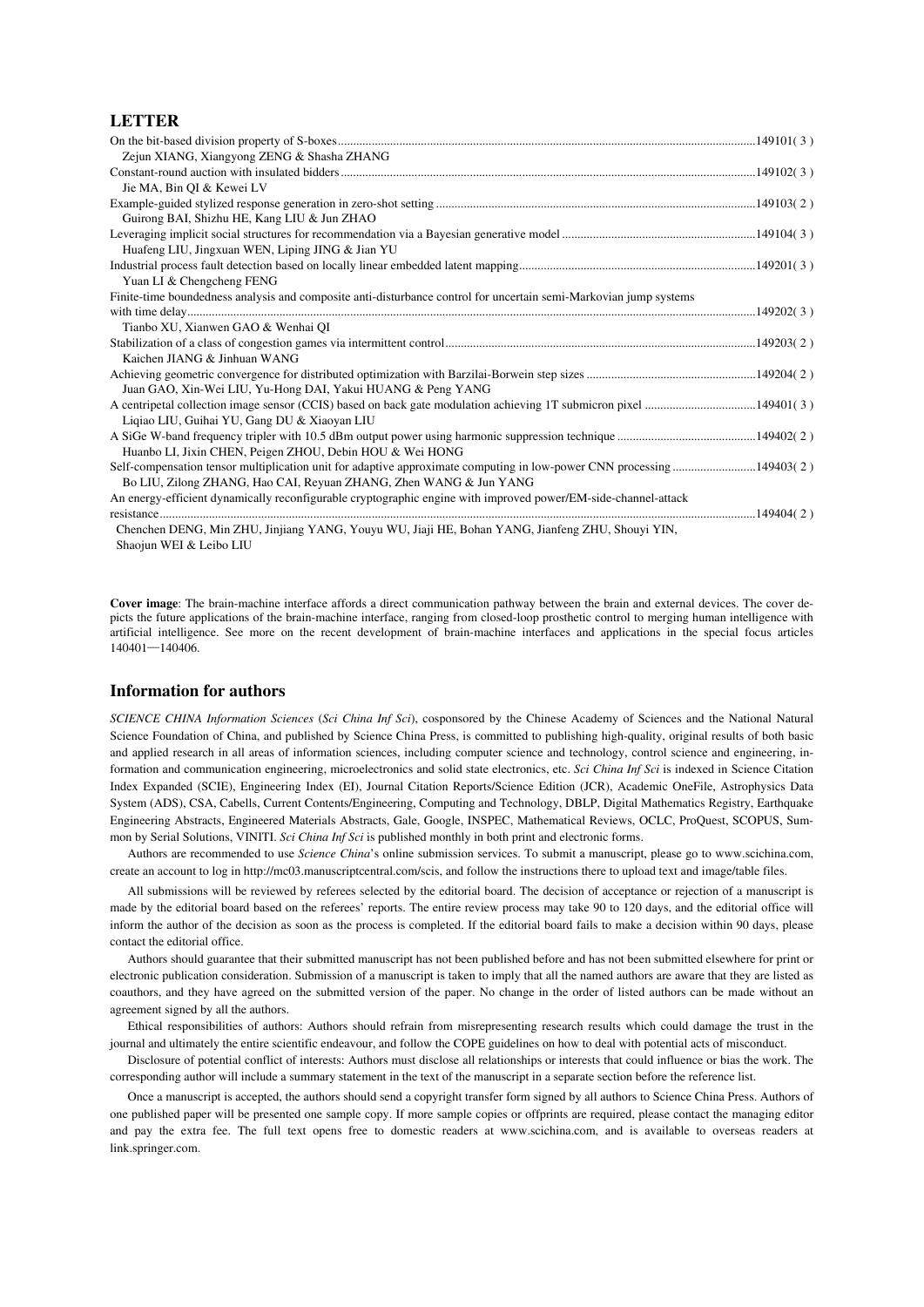## LETTER

On the bit-based division property of S-boxes ......................................................................................................................................149101( 3 )
Zejun XIANG, Xiangyong ZENG & Shasha ZHANG

Constant-round auction with insulated bidders ......................................................................................................................................149102( 3 )
Jie MA, Bin QI & Kewei LV

Example-guided stylized response generation in zero-shot setting ......................................................................................................149103( 2 )
Guirong BAI, Shizhu HE, Kang LIU & Jun ZHAO

Leveraging implicit social structures for recommendation via a Bayesian generative model ..............................................................149104( 3 )
Huafeng LIU, Jingxuan WEN, Liping JING & Jian YU

Industrial process fault detection based on locally linear embedded latent mapping ............................................................................149201( 3 )
Yuan LI & Chengcheng FENG

Finite-time boundedness analysis and composite anti-disturbance control for uncertain semi-Markovian jump systems with time delay.......................................................................................................................................................................................149202( 3 )
Tianbo XU, Xianwen GAO & Wenhai QI

Stabilization of a class of congestion games via intermittent control ....................................................................................................149203( 2 )
Kaichen JIANG & Jinhuan WANG

Achieving geometric convergence for distributed optimization with Barzilai-Borwein step sizes ......................................................149204( 2 )
Juan GAO, Xin-Wei LIU, Yu-Hong DAI, Yakui HUANG & Peng YANG

A centripetal collection image sensor (CCIS) based on back gate modulation achieving 1T submicron pixel ....................................149401( 3 )
Liqiao LIU, Guihai YU, Gang DU & Xiaoyan LIU

A SiGe W-band frequency tripler with 10.5 dBm output power using harmonic suppression technique ............................................149402( 2 )
Huanbo LI, Jixin CHEN, Peigen ZHOU, Debin HOU & Wei HONG

Self-compensation tensor multiplication unit for adaptive approximate computing in low-power CNN processing ..........................149403( 2 )
Bo LIU, Zilong ZHANG, Hao CAI, Reyuan ZHANG, Zhen WANG & Jun YANG

An energy-efficient dynamically reconfigurable cryptographic engine with improved power/EM-side-channel-attack resistance..........................................................................................................................................................................................149404( 2 )
Chenchen DENG, Min ZHU, Jinjiang YANG, Youyu WU, Jiaji HE, Bohan YANG, Jianfeng ZHU, Shouyi YIN, Shaojun WEI & Leibo LIU

**Cover image**: The brain-machine interface affords a direct communication pathway between the brain and external devices. The cover depicts the future applications of the brain-machine interface, ranging from closed-loop prosthetic control to merging human intelligence with artificial intelligence. See more on the recent development of brain-machine interfaces and applications in the special focus articles 140401—140406.

## Information for authors

*SCIENCE CHINA Information Sciences* (*Sci China Inf Sci*), cosponsored by the Chinese Academy of Sciences and the National Natural Science Foundation of China, and published by Science China Press, is committed to publishing high-quality, original results of both basic and applied research in all areas of information sciences, including computer science and technology, control science and engineering, information and communication engineering, microelectronics and solid state electronics, etc. *Sci China Inf Sci* is indexed in Science Citation Index Expanded (SCIE), Engineering Index (EI), Journal Citation Reports/Science Edition (JCR), Academic OneFile, Astrophysics Data System (ADS), CSA, Cabells, Current Contents/Engineering, Computing and Technology, DBLP, Digital Mathematics Registry, Earthquake Engineering Abstracts, Engineered Materials Abstracts, Gale, Google, INSPEC, Mathematical Reviews, OCLC, ProQuest, SCOPUS, Summon by Serial Solutions, VINITI. *Sci China Inf Sci* is published monthly in both print and electronic forms.

Authors are recommended to use *Science China*'s online submission services. To submit a manuscript, please go to www.scichina.com, create an account to log in http://mc03.manuscriptcentral.com/scis, and follow the instructions there to upload text and image/table files.

All submissions will be reviewed by referees selected by the editorial board. The decision of acceptance or rejection of a manuscript is made by the editorial board based on the referees' reports. The entire review process may take 90 to 120 days, and the editorial office will inform the author of the decision as soon as the process is completed. If the editorial board fails to make a decision within 90 days, please contact the editorial office.

Authors should guarantee that their submitted manuscript has not been published before and has not been submitted elsewhere for print or electronic publication consideration. Submission of a manuscript is taken to imply that all the named authors are aware that they are listed as coauthors, and they have agreed on the submitted version of the paper. No change in the order of listed authors can be made without an agreement signed by all the authors.

Ethical responsibilities of authors: Authors should refrain from misrepresenting research results which could damage the trust in the journal and ultimately the entire scientific endeavour, and follow the COPE guidelines on how to deal with potential acts of misconduct.

Disclosure of potential conflict of interests: Authors must disclose all relationships or interests that could influence or bias the work. The corresponding author will include a summary statement in the text of the manuscript in a separate section before the reference list.

Once a manuscript is accepted, the authors should send a copyright transfer form signed by all authors to Science China Press. Authors of one published paper will be presented one sample copy. If more sample copies or offprints are required, please contact the managing editor and pay the extra fee. The full text opens free to domestic readers at www.scichina.com, and is available to overseas readers at link.springer.com.